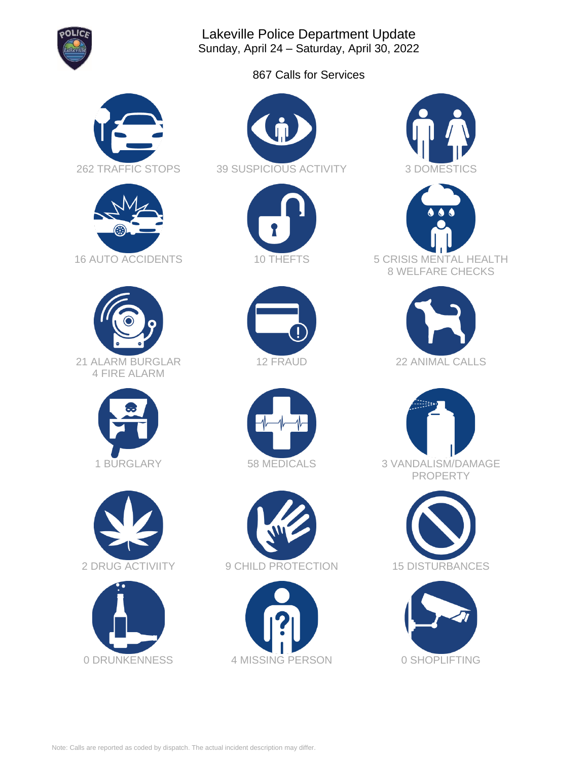# Lakeville Police Department Update

Sunday, April 24 – Saturday, April 30, 2022

867 Calls for Services

262 TRAFFIC STOPS

39 SUSPICIOUS ACTIVITY

3 DOMESTICS

16 AUTO ACCIDENTS

10 THEFTS

5 CRISIS MENTAL HEALTH
8 WELFARE CHECKS

21 ALARM BURGLAR
4 FIRE ALARM

12 FRAUD

22 ANIMAL CALLS

1 BURGLARY

58 MEDICALS

3 VANDALISM/DAMAGE PROPERTY

2 DRUG ACTIVIITY

9 CHILD PROTECTION

15 DISTURBANCES

0 DRUNKENNESS

4 MISSING PERSON

0 SHOPLIFTING

Note: Calls are reported as coded by dispatch. The actual incident description may differ.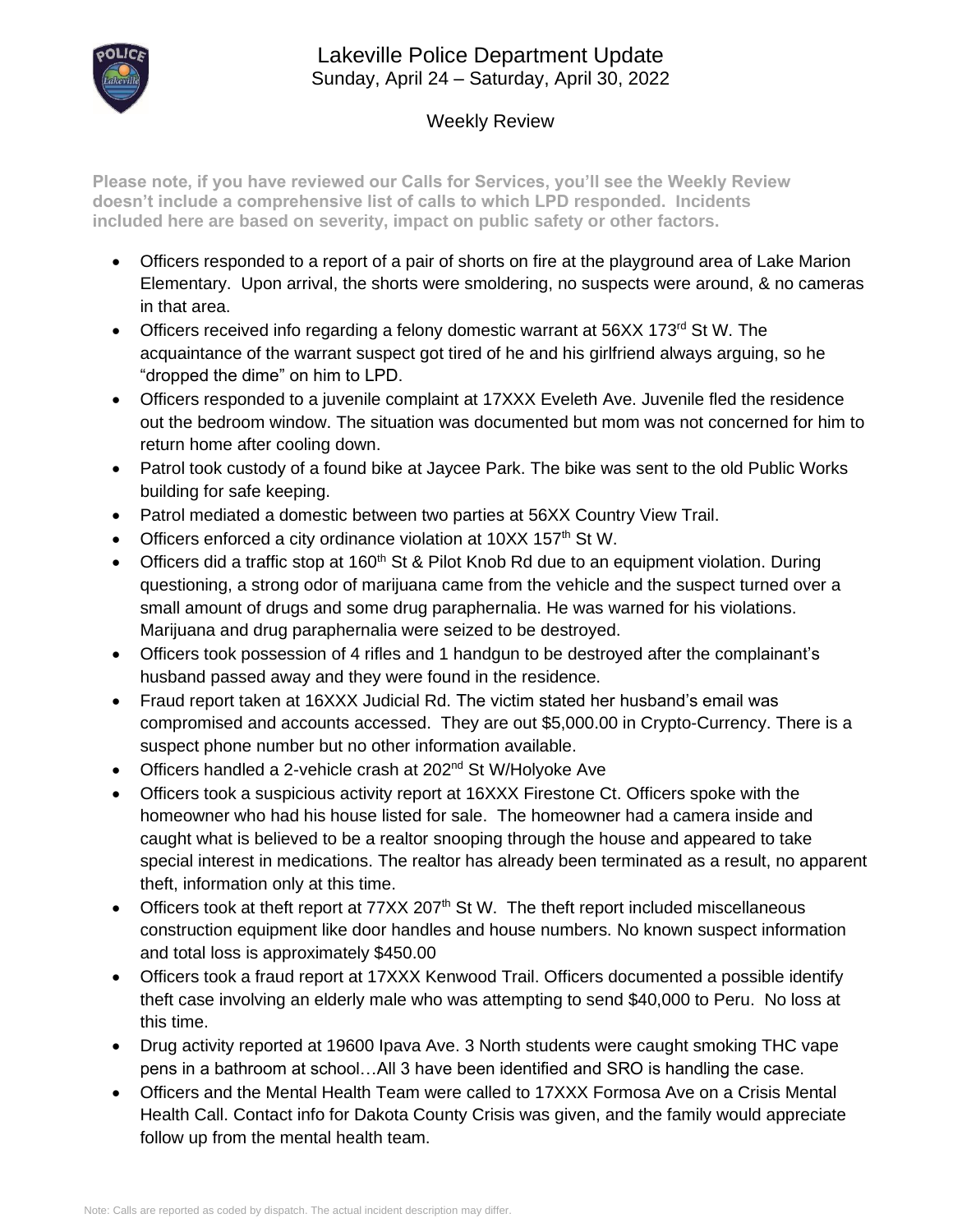# Lakeville Police Department Update

Sunday, April 24 – Saturday, April 30, 2022

## Weekly Review

**Please note, if you have reviewed our Calls for Services, you'll see the Weekly Review doesn't include a comprehensive list of calls to which LPD responded. Incidents included here are based on severity, impact on public safety or other factors.**

- Officers responded to a report of a pair of shorts on fire at the playground area of Lake Marion Elementary. Upon arrival, the shorts were smoldering, no suspects were around, & no cameras in that area.
- Officers received info regarding a felony domestic warrant at 56XX 173rd St W. The acquaintance of the warrant suspect got tired of he and his girlfriend always arguing, so he "dropped the dime" on him to LPD.
- Officers responded to a juvenile complaint at 17XXX Eveleth Ave. Juvenile fled the residence out the bedroom window. The situation was documented but mom was not concerned for him to return home after cooling down.
- Patrol took custody of a found bike at Jaycee Park. The bike was sent to the old Public Works building for safe keeping.
- Patrol mediated a domestic between two parties at 56XX Country View Trail.
- Officers enforced a city ordinance violation at 10XX 157th St W.
- Officers did a traffic stop at 160th St & Pilot Knob Rd due to an equipment violation. During questioning, a strong odor of marijuana came from the vehicle and the suspect turned over a small amount of drugs and some drug paraphernalia. He was warned for his violations. Marijuana and drug paraphernalia were seized to be destroyed.
- Officers took possession of 4 rifles and 1 handgun to be destroyed after the complainant's husband passed away and they were found in the residence.
- Fraud report taken at 16XXX Judicial Rd. The victim stated her husband's email was compromised and accounts accessed. They are out $5,000.00 in Crypto-Currency. There is a suspect phone number but no other information available.
- Officers handled a 2-vehicle crash at 202nd St W/Holyoke Ave
- Officers took a suspicious activity report at 16XXX Firestone Ct. Officers spoke with the homeowner who had his house listed for sale. The homeowner had a camera inside and caught what is believed to be a realtor snooping through the house and appeared to take special interest in medications. The realtor has already been terminated as a result, no apparent theft, information only at this time.
- Officers took at theft report at 77XX 207th St W. The theft report included miscellaneous construction equipment like door handles and house numbers. No known suspect information and total loss is approximately $450.00
- Officers took a fraud report at 17XXX Kenwood Trail. Officers documented a possible identify theft case involving an elderly male who was attempting to send $40,000 to Peru. No loss at this time.
- Drug activity reported at 19600 Ipava Ave. 3 North students were caught smoking THC vape pens in a bathroom at school…All 3 have been identified and SRO is handling the case.
- Officers and the Mental Health Team were called to 17XXX Formosa Ave on a Crisis Mental Health Call. Contact info for Dakota County Crisis was given, and the family would appreciate follow up from the mental health team.

Note: Calls are reported as coded by dispatch. The actual incident description may differ.